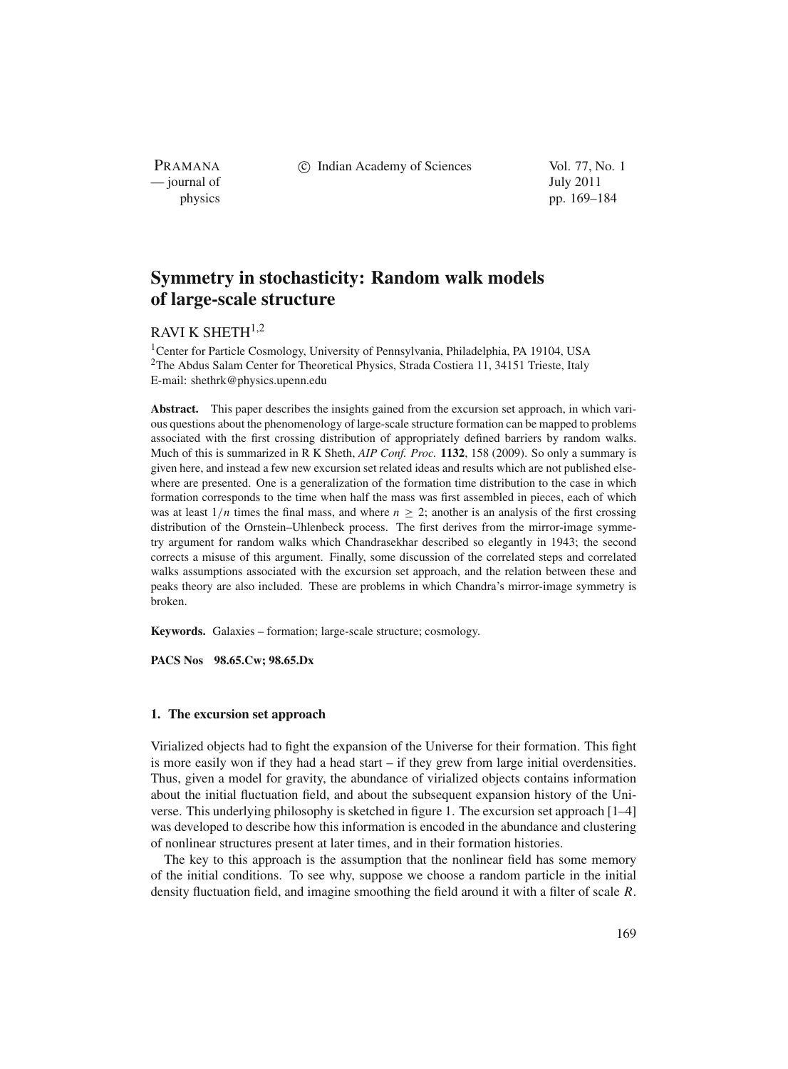# Symmetry in stochasticity: Random walk models of large-scale structure

RAVI K SHETH[1,2]

[1]Center for Particle Cosmology, University of Pennsylvania, Philadelphia, PA 19104, USA
[2]The Abdus Salam Center for Theoretical Physics, Strada Costiera 11, 34151 Trieste, Italy
E-mail: shethrk@physics.upenn.edu

**Abstract.** This paper describes the insights gained from the excursion set approach, in which various questions about the phenomenology of large-scale structure formation can be mapped to problems associated with the first crossing distribution of appropriately defined barriers by random walks. Much of this is summarized in R K Sheth, *AIP Conf. Proc.* **1132**, 158 (2009). So only a summary is given here, and instead a few new excursion set related ideas and results which are not published elsewhere are presented. One is a generalization of the formation time distribution to the case in which formation corresponds to the time when half the mass was first assembled in pieces, each of which was at least $1/n$ times the final mass, and where $n \geq 2$; another is an analysis of the first crossing distribution of the Ornstein–Uhlenbeck process. The first derives from the mirror-image symmetry argument for random walks which Chandrasekhar described so elegantly in 1943; the second corrects a misuse of this argument. Finally, some discussion of the correlated steps and correlated walks assumptions associated with the excursion set approach, and the relation between these and peaks theory are also included. These are problems in which Chandra's mirror-image symmetry is broken.

**Keywords.** Galaxies – formation; large-scale structure; cosmology.

**PACS Nos** 98.65.Cw; 98.65.Dx

## 1. The excursion set approach

Virialized objects had to fight the expansion of the Universe for their formation. This fight is more easily won if they had a head start – if they grew from large initial overdensities. Thus, given a model for gravity, the abundance of virialized objects contains information about the initial fluctuation field, and about the subsequent expansion history of the Universe. This underlying philosophy is sketched in figure 1. The excursion set approach [1–4] was developed to describe how this information is encoded in the abundance and clustering of nonlinear structures present at later times, and in their formation histories.

The key to this approach is the assumption that the nonlinear field has some memory of the initial conditions. To see why, suppose we choose a random particle in the initial density fluctuation field, and imagine smoothing the field around it with a filter of scale $R$.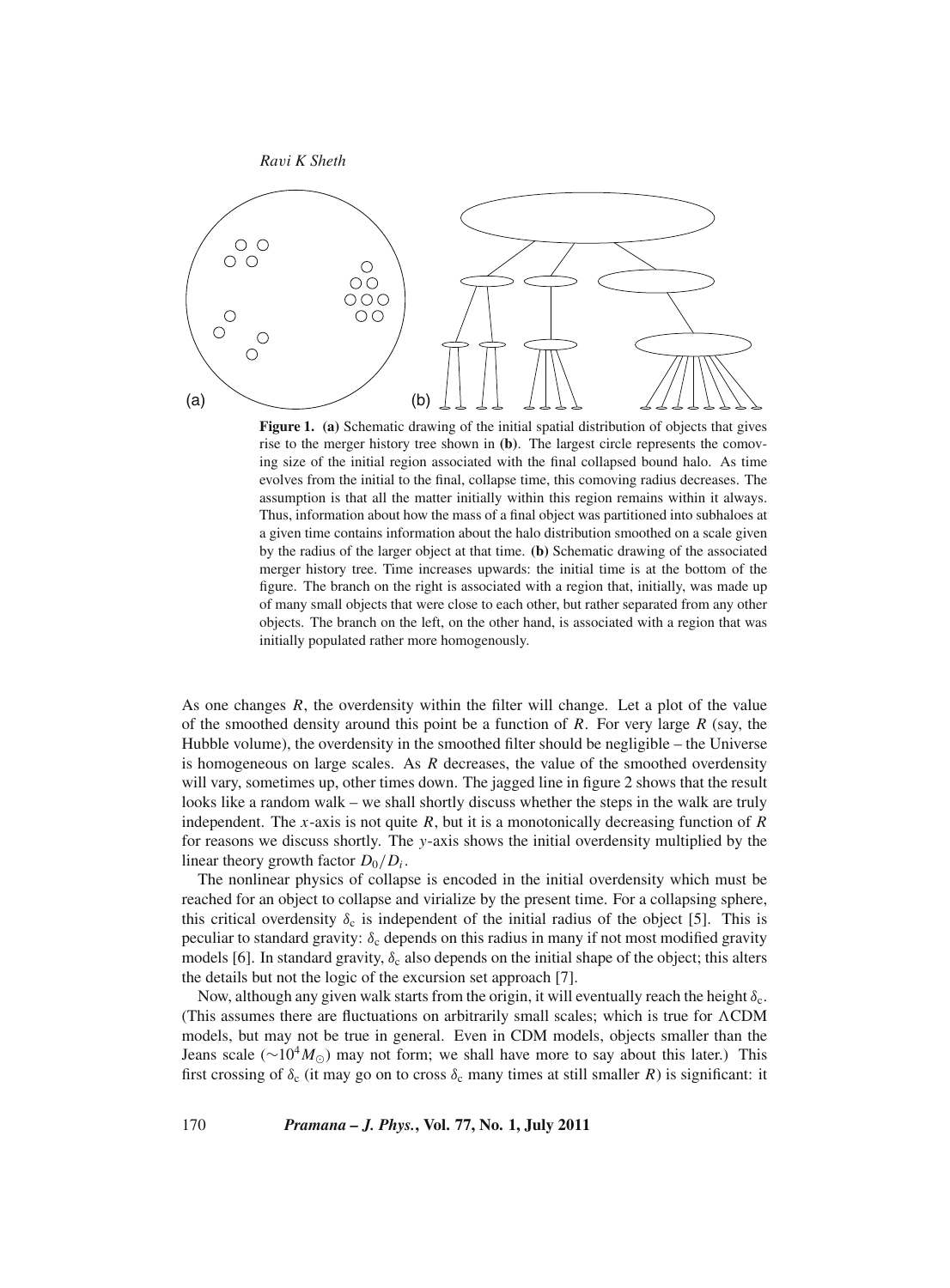**Figure 1.** **(a)** Schematic drawing of the initial spatial distribution of objects that gives rise to the merger history tree shown in **(b)**. The largest circle represents the comoving size of the initial region associated with the final collapsed bound halo. As time evolves from the initial to the final, collapse time, this comoving radius decreases. The assumption is that all the matter initially within this region remains within it always. Thus, information about how the mass of a final object was partitioned into subhaloes at a given time contains information about the halo distribution smoothed on a scale given by the radius of the larger object at that time. **(b)** Schematic drawing of the associated merger history tree. Time increases upwards: the initial time is at the bottom of the figure. The branch on the right is associated with a region that, initially, was made up of many small objects that were close to each other, but rather separated from any other objects. The branch on the left, on the other hand, is associated with a region that was initially populated rather more homogenously.

As one changes $R$, the overdensity within the filter will change. Let a plot of the value of the smoothed density around this point be a function of $R$. For very large $R$ (say, the Hubble volume), the overdensity in the smoothed filter should be negligible – the Universe is homogeneous on large scales. As $R$ decreases, the value of the smoothed overdensity will vary, sometimes up, other times down. The jagged line in figure 2 shows that the result looks like a random walk – we shall shortly discuss whether the steps in the walk are truly independent. The $x$-axis is not quite $R$, but it is a monotonically decreasing function of $R$ for reasons we discuss shortly. The $y$-axis shows the initial overdensity multiplied by the linear theory growth factor $D_0/D_i$.

The nonlinear physics of collapse is encoded in the initial overdensity which must be reached for an object to collapse and virialize by the present time. For a collapsing sphere, this critical overdensity $\delta_c$ is independent of the initial radius of the object [5]. This is peculiar to standard gravity: $\delta_c$ depends on this radius in many if not most modified gravity models [6]. In standard gravity, $\delta_c$ also depends on the initial shape of the object; this alters the details but not the logic of the excursion set approach [7].

Now, although any given walk starts from the origin, it will eventually reach the height $\delta_c$. (This assumes there are fluctuations on arbitrarily small scales; which is true for ΛCDM models, but may not be true in general. Even in CDM models, objects smaller than the Jeans scale ($\sim 10^4 M_\odot$) may not form; we shall have more to say about this later.) This first crossing of $\delta_c$ (it may go on to cross $\delta_c$ many times at still smaller $R$) is significant: it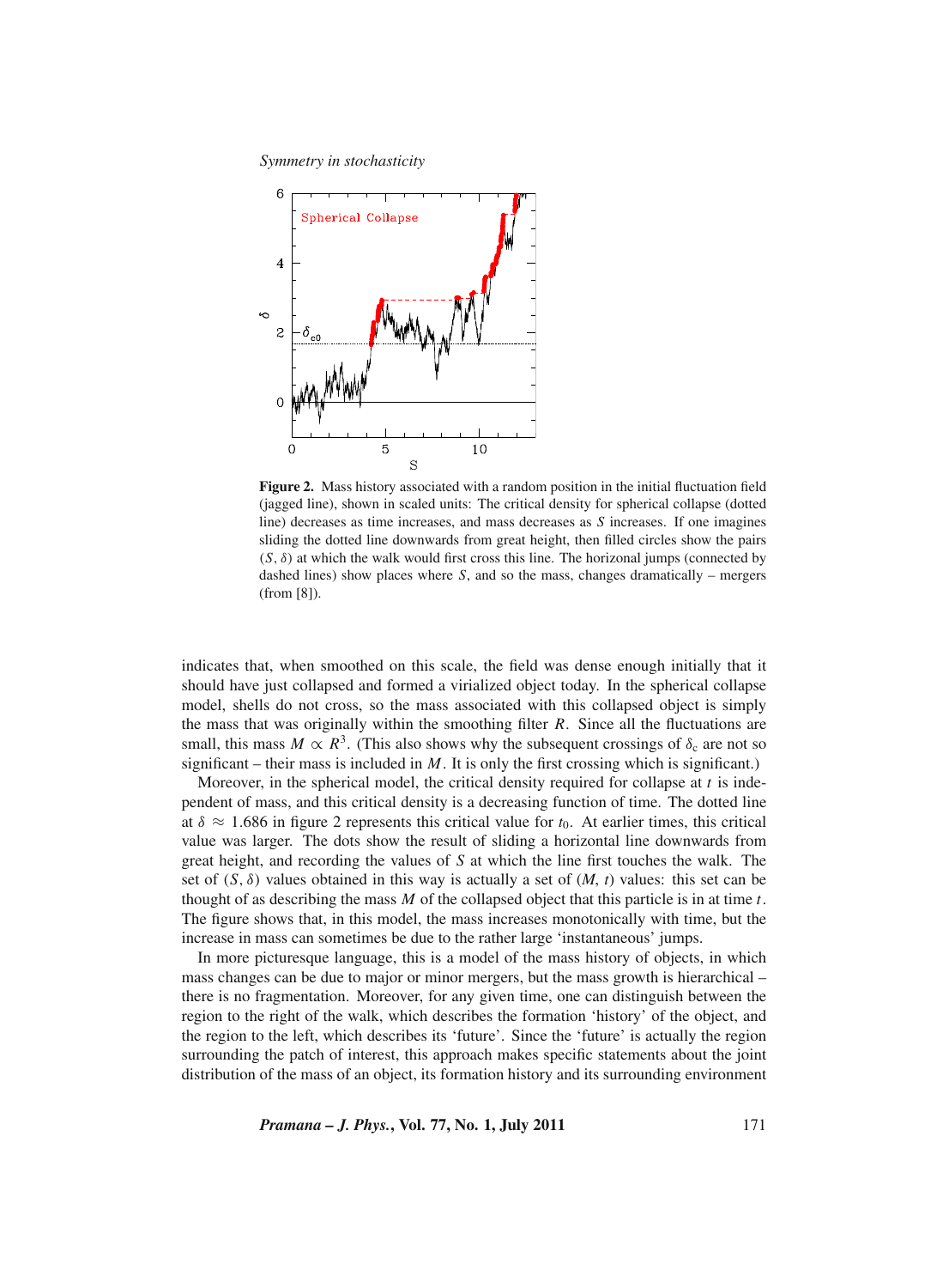**Figure 2.** Mass history associated with a random position in the initial fluctuation field (jagged line), shown in scaled units: The critical density for spherical collapse (dotted line) decreases as time increases, and mass decreases as $S$ increases. If one imagines sliding the dotted line downwards from great height, then filled circles show the pairs $(S, \delta)$ at which the walk would first cross this line. The horizonal jumps (connected by dashed lines) show places where $S$, and so the mass, changes dramatically – mergers (from [8]).

indicates that, when smoothed on this scale, the field was dense enough initially that it should have just collapsed and formed a virialized object today. In the spherical collapse model, shells do not cross, so the mass associated with this collapsed object is simply the mass that was originally within the smoothing filter $R$. Since all the fluctuations are small, this mass $M \propto R^3$. (This also shows why the subsequent crossings of $\delta_c$ are not so significant – their mass is included in $M$. It is only the first crossing which is significant.)

Moreover, in the spherical model, the critical density required for collapse at $t$ is independent of mass, and this critical density is a decreasing function of time. The dotted line at $\delta \approx 1.686$ in figure 2 represents this critical value for $t_0$. At earlier times, this critical value was larger. The dots show the result of sliding a horizontal line downwards from great height, and recording the values of $S$ at which the line first touches the walk. The set of $(S, \delta)$ values obtained in this way is actually a set of $(M, t)$ values: this set can be thought of as describing the mass $M$ of the collapsed object that this particle is in at time $t$. The figure shows that, in this model, the mass increases monotonically with time, but the increase in mass can sometimes be due to the rather large 'instantaneous' jumps.

In more picturesque language, this is a model of the mass history of objects, in which mass changes can be due to major or minor mergers, but the mass growth is hierarchical – there is no fragmentation. Moreover, for any given time, one can distinguish between the region to the right of the walk, which describes the formation 'history' of the object, and the region to the left, which describes its 'future'. Since the 'future' is actually the region surrounding the patch of interest, this approach makes specific statements about the joint distribution of the mass of an object, its formation history and its surrounding environment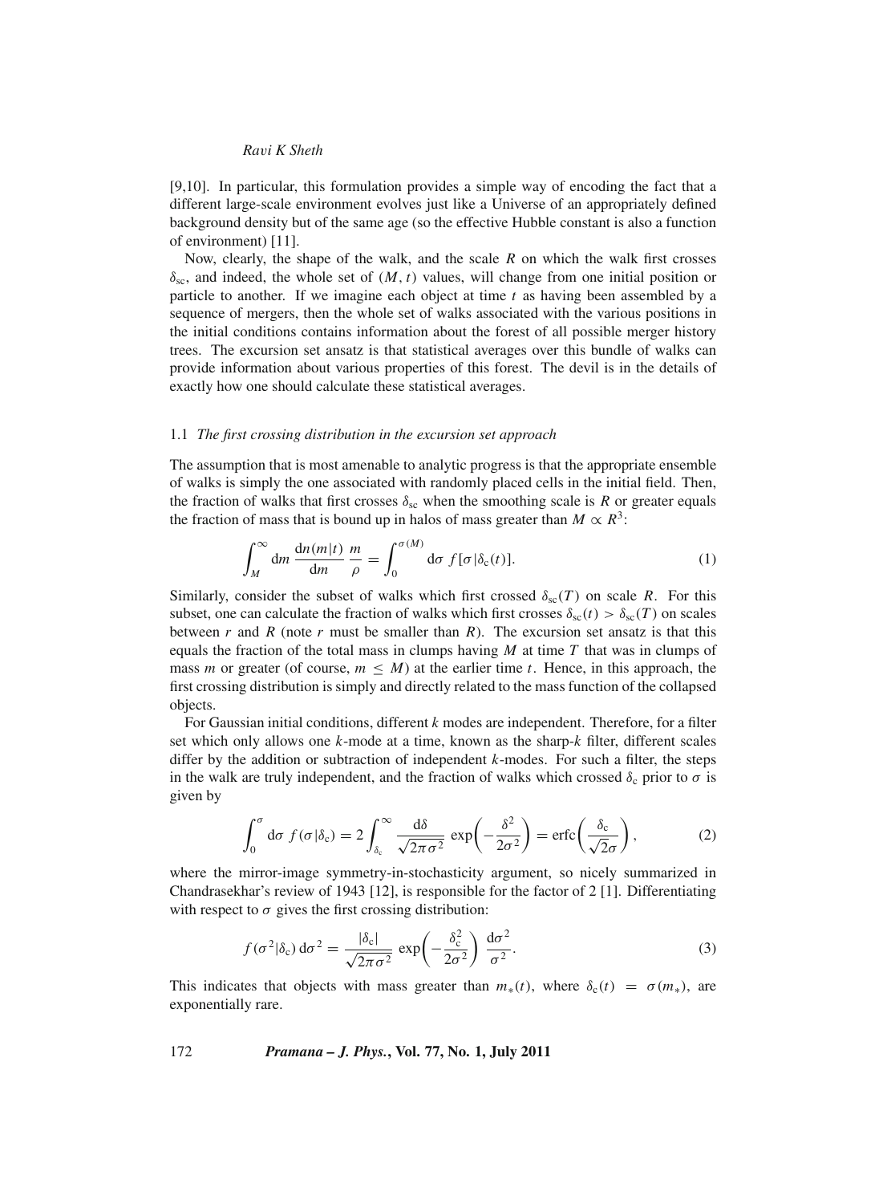[9,10]. In particular, this formulation provides a simple way of encoding the fact that a different large-scale environment evolves just like a Universe of an appropriately defined background density but of the same age (so the effective Hubble constant is also a function of environment) [11].

Now, clearly, the shape of the walk, and the scale $R$ on which the walk first crosses $\delta_{\rm sc}$, and indeed, the whole set of $(M, t)$ values, will change from one initial position or particle to another. If we imagine each object at time $t$ as having been assembled by a sequence of mergers, then the whole set of walks associated with the various positions in the initial conditions contains information about the forest of all possible merger history trees. The excursion set ansatz is that statistical averages over this bundle of walks can provide information about various properties of this forest. The devil is in the details of exactly how one should calculate these statistical averages.

### 1.1 *The first crossing distribution in the excursion set approach*

The assumption that is most amenable to analytic progress is that the appropriate ensemble of walks is simply the one associated with randomly placed cells in the initial field. Then, the fraction of walks that first crosses $\delta_{\rm sc}$ when the smoothing scale is $R$ or greater equals the fraction of mass that is bound up in halos of mass greater than $M \propto R^3$:

$$\int_M^\infty \mathrm{d}m \, \frac{\mathrm{d}n(m|t)}{\mathrm{d}m} \, \frac{m}{\rho} = \int_0^{\sigma(M)} \mathrm{d}\sigma \, f[\sigma|\delta_{\rm c}(t)]. \tag{1}$$

Similarly, consider the subset of walks which first crossed $\delta_{\rm sc}(T)$ on scale $R$. For this subset, one can calculate the fraction of walks which first crosses $\delta_{\rm sc}(t) > \delta_{\rm sc}(T)$ on scales between $r$ and $R$ (note $r$ must be smaller than $R$). The excursion set ansatz is that this equals the fraction of the total mass in clumps having $M$ at time $T$ that was in clumps of mass $m$ or greater (of course, $m \leq M$) at the earlier time $t$. Hence, in this approach, the first crossing distribution is simply and directly related to the mass function of the collapsed objects.

For Gaussian initial conditions, different $k$ modes are independent. Therefore, for a filter set which only allows one $k$-mode at a time, known as the sharp-$k$ filter, different scales differ by the addition or subtraction of independent $k$-modes. For such a filter, the steps in the walk are truly independent, and the fraction of walks which crossed $\delta_{\rm c}$ prior to $\sigma$ is given by

$$\int_0^\sigma \mathrm{d}\sigma \, f(\sigma|\delta_{\rm c}) = 2\int_{\delta_{\rm c}}^\infty \frac{\mathrm{d}\delta}{\sqrt{2\pi\sigma^2}} \, \exp\left(-\frac{\delta^2}{2\sigma^2}\right) = \mathrm{erfc}\left(\frac{\delta_{\rm c}}{\sqrt{2}\sigma}\right), \tag{2}$$

where the mirror-image symmetry-in-stochasticity argument, so nicely summarized in Chandrasekhar's review of 1943 [12], is responsible for the factor of 2 [1]. Differentiating with respect to $\sigma$ gives the first crossing distribution:

$$f(\sigma^2|\delta_{\rm c}) \, \mathrm{d}\sigma^2 = \frac{|\delta_{\rm c}|}{\sqrt{2\pi\sigma^2}} \, \exp\left(-\frac{\delta_{\rm c}^2}{2\sigma^2}\right) \, \frac{\mathrm{d}\sigma^2}{\sigma^2}. \tag{3}$$

This indicates that objects with mass greater than $m_*(t)$, where $\delta_{\rm c}(t) = \sigma(m_*)$, are exponentially rare.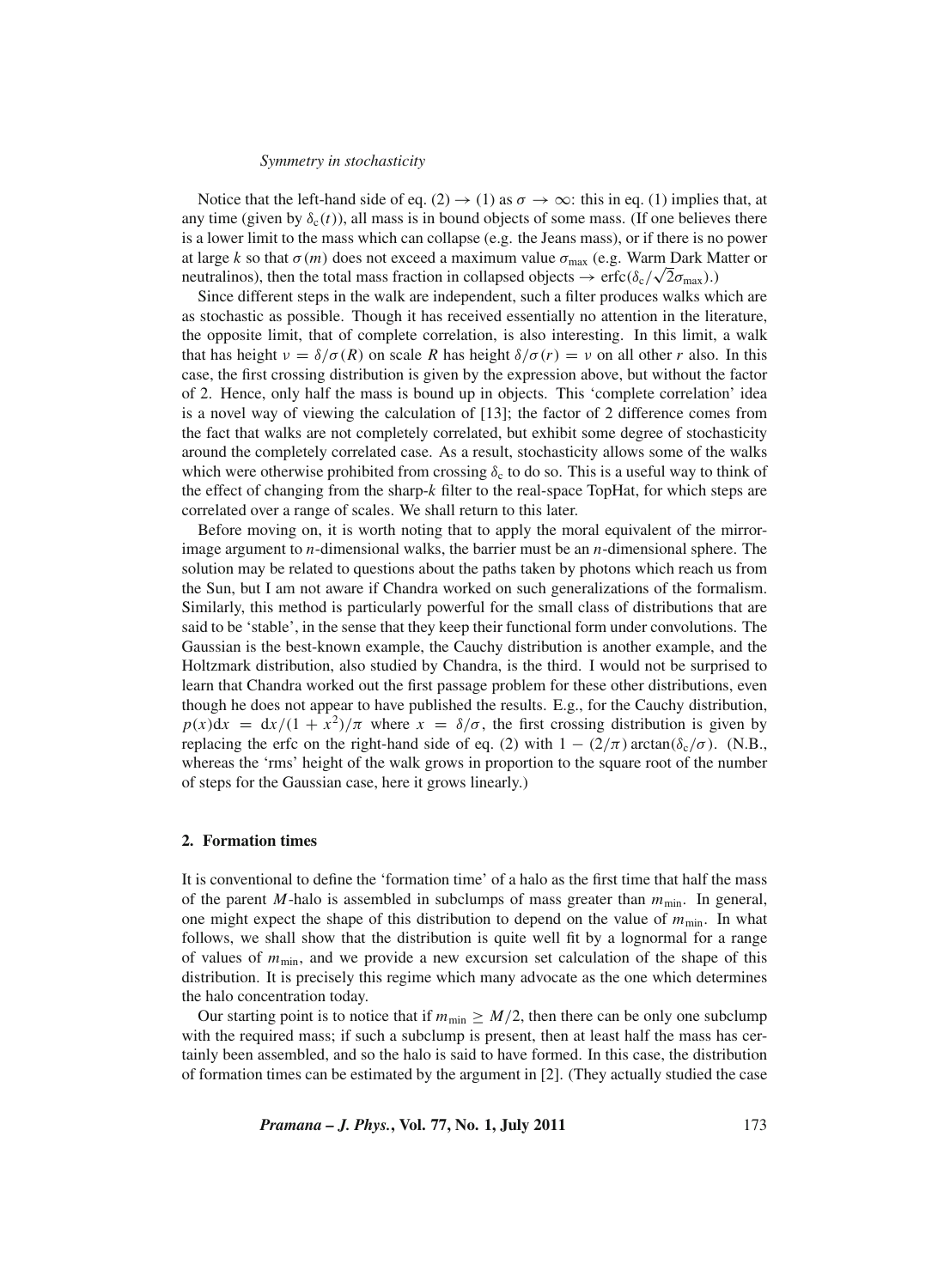Notice that the left-hand side of eq. (2) $\to$ (1) as $\sigma \to \infty$: this in eq. (1) implies that, at any time (given by $\delta_c(t)$), all mass is in bound objects of some mass. (If one believes there is a lower limit to the mass which can collapse (e.g. the Jeans mass), or if there is no power at large $k$ so that $\sigma(m)$ does not exceed a maximum value $\sigma_{\max}$ (e.g. Warm Dark Matter or neutralinos), then the total mass fraction in collapsed objects $\to \mathrm{erfc}(\delta_c/\sqrt{2}\sigma_{\max})$.)

Since different steps in the walk are independent, such a filter produces walks which are as stochastic as possible. Though it has received essentially no attention in the literature, the opposite limit, that of complete correlation, is also interesting. In this limit, a walk that has height $\nu = \delta/\sigma(R)$ on scale $R$ has height $\delta/\sigma(r) = \nu$ on all other $r$ also. In this case, the first crossing distribution is given by the expression above, but without the factor of 2. Hence, only half the mass is bound up in objects. This 'complete correlation' idea is a novel way of viewing the calculation of [13]; the factor of 2 difference comes from the fact that walks are not completely correlated, but exhibit some degree of stochasticity around the completely correlated case. As a result, stochasticity allows some of the walks which were otherwise prohibited from crossing $\delta_c$ to do so. This is a useful way to think of the effect of changing from the sharp-$k$ filter to the real-space TopHat, for which steps are correlated over a range of scales. We shall return to this later.

Before moving on, it is worth noting that to apply the moral equivalent of the mirror-image argument to $n$-dimensional walks, the barrier must be an $n$-dimensional sphere. The solution may be related to questions about the paths taken by photons which reach us from the Sun, but I am not aware if Chandra worked on such generalizations of the formalism. Similarly, this method is particularly powerful for the small class of distributions that are said to be 'stable', in the sense that they keep their functional form under convolutions. The Gaussian is the best-known example, the Cauchy distribution is another example, and the Holtzmark distribution, also studied by Chandra, is the third. I would not be surprised to learn that Chandra worked out the first passage problem for these other distributions, even though he does not appear to have published the results. E.g., for the Cauchy distribution, $p(x)\mathrm{d}x = \mathrm{d}x/(1 + x^2)/\pi$ where $x = \delta/\sigma$, the first crossing distribution is given by replacing the erfc on the right-hand side of eq. (2) with $1 - (2/\pi)\arctan(\delta_c/\sigma)$. (N.B., whereas the 'rms' height of the walk grows in proportion to the square root of the number of steps for the Gaussian case, here it grows linearly.)

## 2. Formation times

It is conventional to define the 'formation time' of a halo as the first time that half the mass of the parent $M$-halo is assembled in subclumps of mass greater than $m_{\min}$. In general, one might expect the shape of this distribution to depend on the value of $m_{\min}$. In what follows, we shall show that the distribution is quite well fit by a lognormal for a range of values of $m_{\min}$, and we provide a new excursion set calculation of the shape of this distribution. It is precisely this regime which many advocate as the one which determines the halo concentration today.

Our starting point is to notice that if $m_{\min} \geq M/2$, then there can be only one subclump with the required mass; if such a subclump is present, then at least half the mass has certainly been assembled, and so the halo is said to have formed. In this case, the distribution of formation times can be estimated by the argument in [2]. (They actually studied the case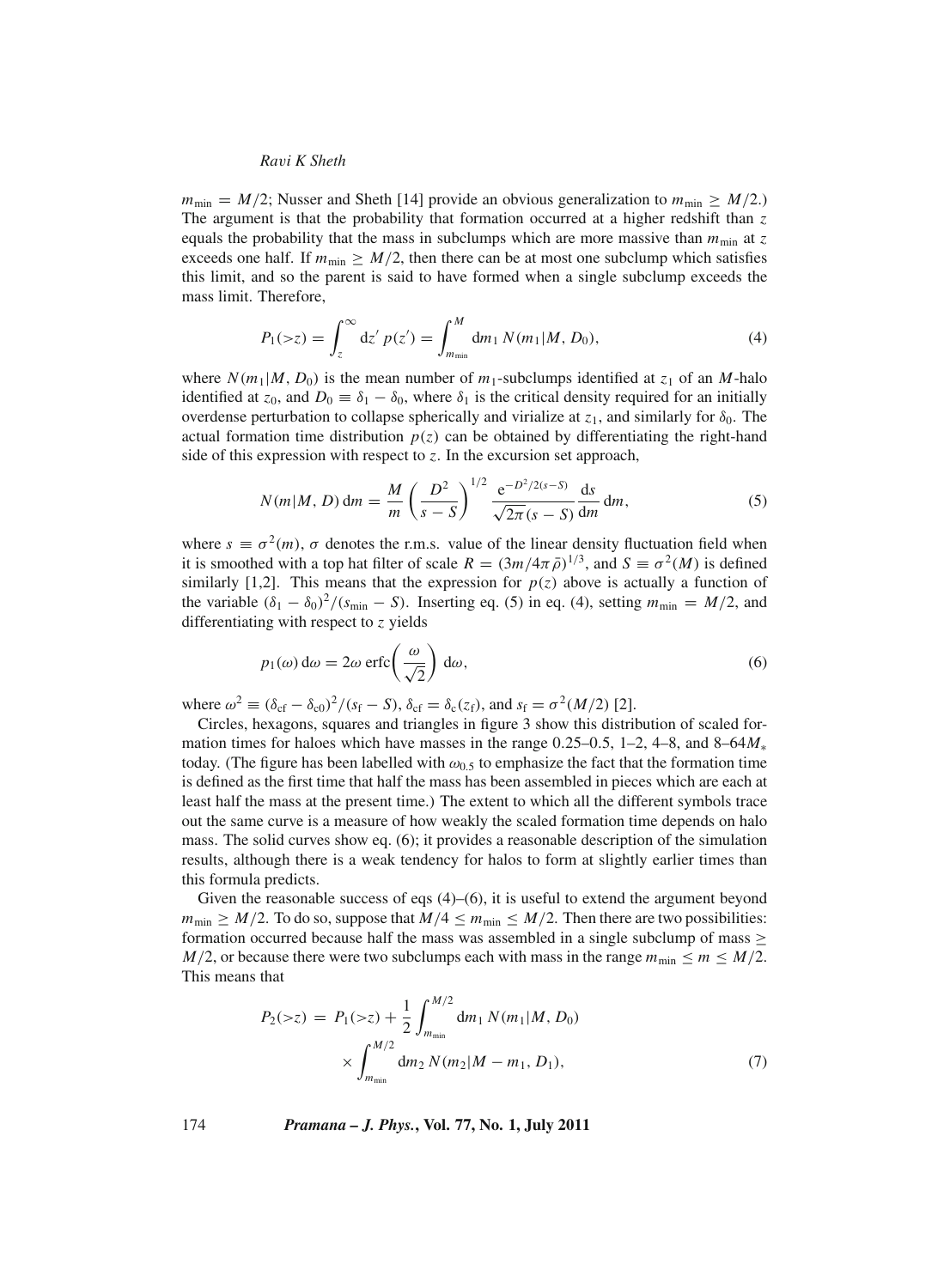$m_{\rm min} = M/2$; Nusser and Sheth [14] provide an obvious generalization to $m_{\rm min} \geq M/2$.) The argument is that the probability that formation occurred at a higher redshift than $z$ equals the probability that the mass in subclumps which are more massive than $m_{\rm min}$ at $z$ exceeds one half. If $m_{\rm min} \geq M/2$, then there can be at most one subclump which satisfies this limit, and so the parent is said to have formed when a single subclump exceeds the mass limit. Therefore,

$$P_1(>z) = \int_z^\infty \mathrm{d}z'\, p(z') = \int_{m_{\rm min}}^M \mathrm{d}m_1\, N(m_1|M, D_0), \tag{4}$$

where $N(m_1|M, D_0)$ is the mean number of $m_1$-subclumps identified at $z_1$ of an $M$-halo identified at $z_0$, and $D_0 \equiv \delta_1 - \delta_0$, where $\delta_1$ is the critical density required for an initially overdense perturbation to collapse spherically and virialize at $z_1$, and similarly for $\delta_0$. The actual formation time distribution $p(z)$ can be obtained by differentiating the right-hand side of this expression with respect to $z$. In the excursion set approach,

$$N(m|M, D)\,\mathrm{d}m = \frac{M}{m}\left(\frac{D^2}{s-S}\right)^{1/2} \frac{\mathrm{e}^{-D^2/2(s-S)}}{\sqrt{2\pi}(s-S)} \frac{\mathrm{d}s}{\mathrm{d}m}\,\mathrm{d}m, \tag{5}$$

where $s \equiv \sigma^2(m)$, $\sigma$ denotes the r.m.s. value of the linear density fluctuation field when it is smoothed with a top hat filter of scale $R = (3m/4\pi\bar{\rho})^{1/3}$, and $S \equiv \sigma^2(M)$ is defined similarly [1,2]. This means that the expression for $p(z)$ above is actually a function of the variable $(\delta_1 - \delta_0)^2/(s_{\rm min} - S)$. Inserting eq. (5) in eq. (4), setting $m_{\rm min} = M/2$, and differentiating with respect to $z$ yields

$$p_1(\omega)\,\mathrm{d}\omega = 2\omega\, \mathrm{erfc}\left(\frac{\omega}{\sqrt{2}}\right)\mathrm{d}\omega, \tag{6}$$

where $\omega^2 \equiv (\delta_{\rm cf} - \delta_{\rm c0})^2/(s_{\rm f} - S)$, $\delta_{\rm cf} = \delta_{\rm c}(z_{\rm f})$, and $s_{\rm f} = \sigma^2(M/2)$ [2].

Circles, hexagons, squares and triangles in figure 3 show this distribution of scaled formation times for haloes which have masses in the range 0.25–0.5, 1–2, 4–8, and 8–64$M_*$ today. (The figure has been labelled with $\omega_{0.5}$ to emphasize the fact that the formation time is defined as the first time that half the mass has been assembled in pieces which are each at least half the mass at the present time.) The extent to which all the different symbols trace out the same curve is a measure of how weakly the scaled formation time depends on halo mass. The solid curves show eq. (6); it provides a reasonable description of the simulation results, although there is a weak tendency for halos to form at slightly earlier times than this formula predicts.

Given the reasonable success of eqs (4)–(6), it is useful to extend the argument beyond $m_{\rm min} \geq M/2$. To do so, suppose that $M/4 \leq m_{\rm min} \leq M/2$. Then there are two possibilities: formation occurred because half the mass was assembled in a single subclump of mass $\geq M/2$, or because there were two subclumps each with mass in the range $m_{\rm min} \leq m \leq M/2$. This means that

$$\begin{aligned} P_2(>z) = {} & P_1(>z) + \frac{1}{2}\int_{m_{\rm min}}^{M/2} \mathrm{d}m_1\, N(m_1|M, D_0) \\ & \times \int_{m_{\rm min}}^{M/2} \mathrm{d}m_2\, N(m_2|M - m_1, D_1), \end{aligned} \tag{7}$$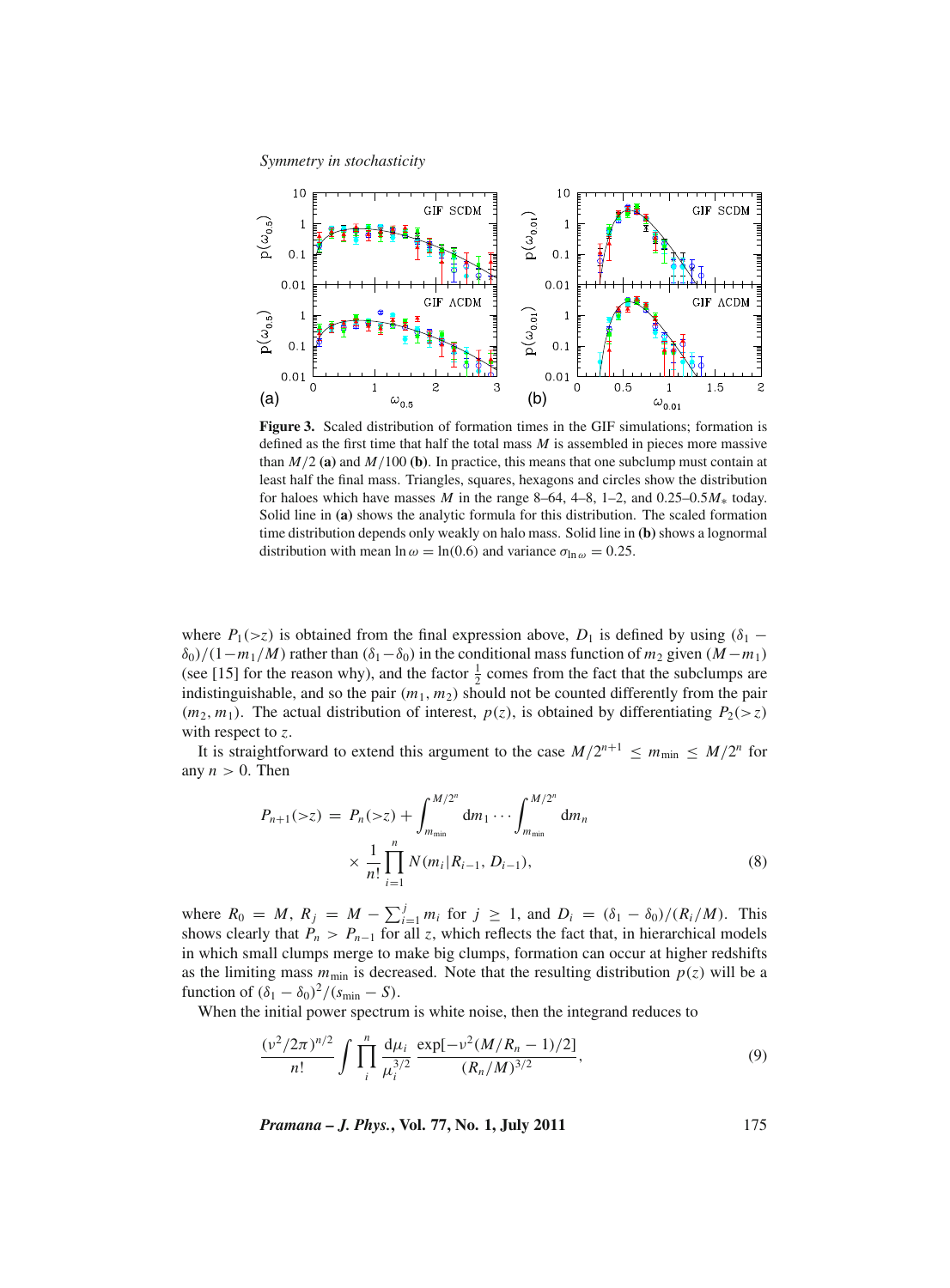**Figure 3.** Scaled distribution of formation times in the GIF simulations; formation is defined as the first time that half the total mass $M$ is assembled in pieces more massive than $M/2$ **(a)** and $M/100$ **(b)**. In practice, this means that one subclump must contain at least half the final mass. Triangles, squares, hexagons and circles show the distribution for haloes which have masses $M$ in the range 8–64, 4–8, 1–2, and 0.25–0.5$M_*$ today. Solid line in **(a)** shows the analytic formula for this distribution. The scaled formation time distribution depends only weakly on halo mass. Solid line in **(b)** shows a lognormal distribution with mean $\ln \omega = \ln(0.6)$ and variance $\sigma_{\ln \omega} = 0.25$.

where $P_1(>z)$ is obtained from the final expression above, $D_1$ is defined by using $(\delta_1 - \delta_0)/(1-m_1/M)$ rather than $(\delta_1 - \delta_0)$ in the conditional mass function of $m_2$ given $(M - m_1)$ (see [15] for the reason why), and the factor $\frac{1}{2}$ comes from the fact that the subclumps are indistinguishable, and so the pair $(m_1, m_2)$ should not be counted differently from the pair $(m_2, m_1)$. The actual distribution of interest, $p(z)$, is obtained by differentiating $P_2(>z)$ with respect to $z$.

It is straightforward to extend this argument to the case $M/2^{n+1} \leq m_{\min} \leq M/2^n$ for any $n > 0$. Then

$$P_{n+1}(>z) = P_n(>z) + \int_{m_{\min}}^{M/2^n} \mathrm{d}m_1 \cdots \int_{m_{\min}}^{M/2^n} \mathrm{d}m_n \times \frac{1}{n!} \prod_{i=1}^{n} N(m_i | R_{i-1}, D_{i-1}), \tag{8}$$

where $R_0 = M$, $R_j = M - \sum_{i=1}^{j} m_i$ for $j \geq 1$, and $D_i = (\delta_1 - \delta_0)/(R_i/M)$. This shows clearly that $P_n > P_{n-1}$ for all $z$, which reflects the fact that, in hierarchical models in which small clumps merge to make big clumps, formation can occur at higher redshifts as the limiting mass $m_{\min}$ is decreased. Note that the resulting distribution $p(z)$ will be a function of $(\delta_1 - \delta_0)^2/(s_{\min} - S)$.

When the initial power spectrum is white noise, then the integrand reduces to

$$\frac{(\nu^2/2\pi)^{n/2}}{n!} \int \prod_{i}^{n} \frac{\mathrm{d}\mu_i}{\mu_i^{3/2}} \frac{\exp[-\nu^2(M/R_n - 1)/2]}{(R_n/M)^{3/2}}, \tag{9}$$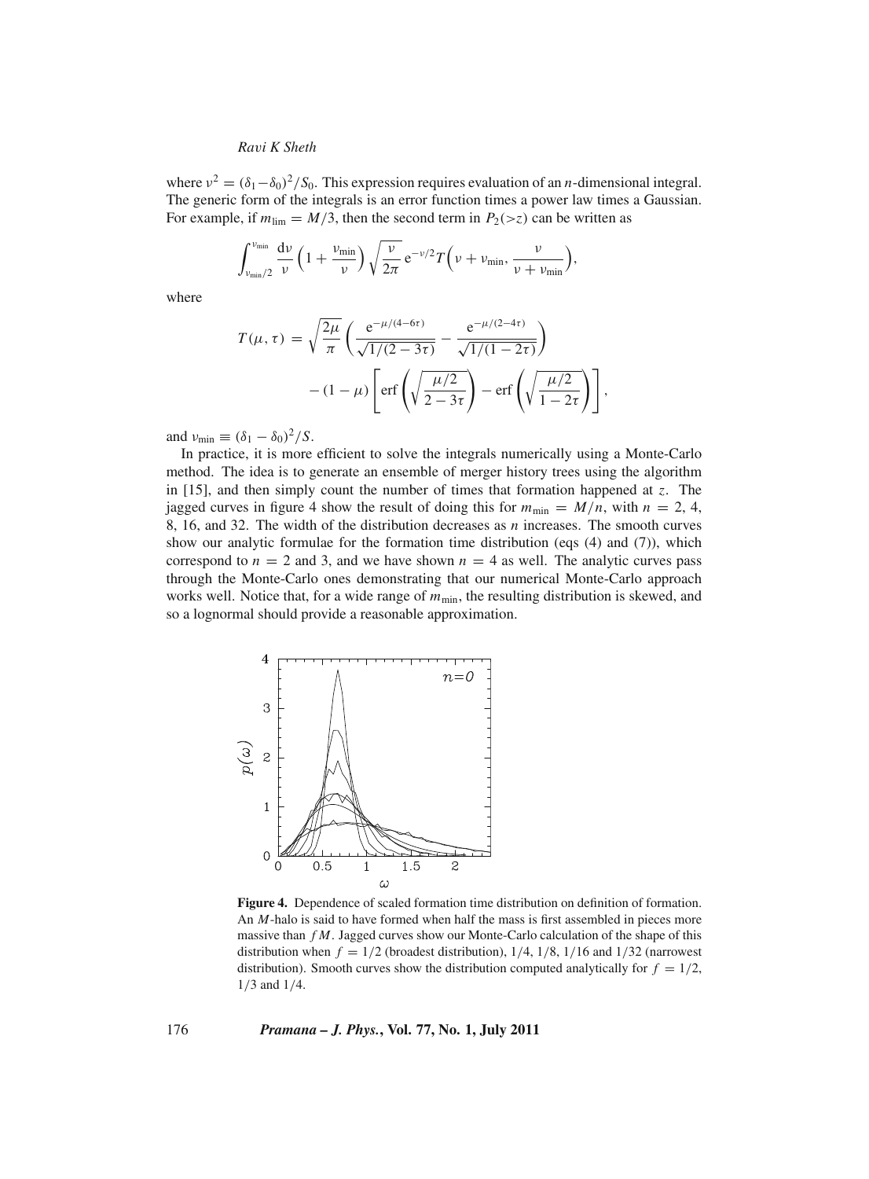where $\nu^2 = (\delta_1 - \delta_0)^2/S_0$. This expression requires evaluation of an $n$-dimensional integral. The generic form of the integrals is an error function times a power law times a Gaussian. For example, if $m_{\rm lim} = M/3$, then the second term in $P_2(>z)$ can be written as

$$\int_{\nu_{\rm min}/2}^{\nu_{\rm min}} \frac{{\rm d}\nu}{\nu} \left(1 + \frac{\nu_{\rm min}}{\nu}\right) \sqrt{\frac{\nu}{2\pi}}\, {\rm e}^{-\nu/2} T\Big(\nu + \nu_{\rm min}, \frac{\nu}{\nu + \nu_{\rm min}}\Big),$$

where

$$T(\mu, \tau) = \sqrt{\frac{2\mu}{\pi}} \left( \frac{{\rm e}^{-\mu/(4-6\tau)}}{\sqrt{1/(2-3\tau)}} - \frac{{\rm e}^{-\mu/(2-4\tau)}}{\sqrt{1/(1-2\tau)}} \right) - (1-\mu) \left[ {\rm erf}\left(\sqrt{\frac{\mu/2}{2-3\tau}}\right) - {\rm erf}\left(\sqrt{\frac{\mu/2}{1-2\tau}}\right) \right],$$

and $\nu_{\rm min} \equiv (\delta_1 - \delta_0)^2/S$.

In practice, it is more efficient to solve the integrals numerically using a Monte-Carlo method. The idea is to generate an ensemble of merger history trees using the algorithm in [15], and then simply count the number of times that formation happened at $z$. The jagged curves in figure 4 show the result of doing this for $m_{\rm min} = M/n$, with $n = 2$, 4, 8, 16, and 32. The width of the distribution decreases as $n$ increases. The smooth curves show our analytic formulae for the formation time distribution (eqs (4) and (7)), which correspond to $n = 2$ and 3, and we have shown $n = 4$ as well. The analytic curves pass through the Monte-Carlo ones demonstrating that our numerical Monte-Carlo approach works well. Notice that, for a wide range of $m_{\rm min}$, the resulting distribution is skewed, and so a lognormal should provide a reasonable approximation.

**Figure 4.** Dependence of scaled formation time distribution on definition of formation. An $M$-halo is said to have formed when half the mass is first assembled in pieces more massive than $fM$. Jagged curves show our Monte-Carlo calculation of the shape of this distribution when $f = 1/2$ (broadest distribution), 1/4, 1/8, 1/16 and 1/32 (narrowest distribution). Smooth curves show the distribution computed analytically for $f = 1/2$, 1/3 and 1/4.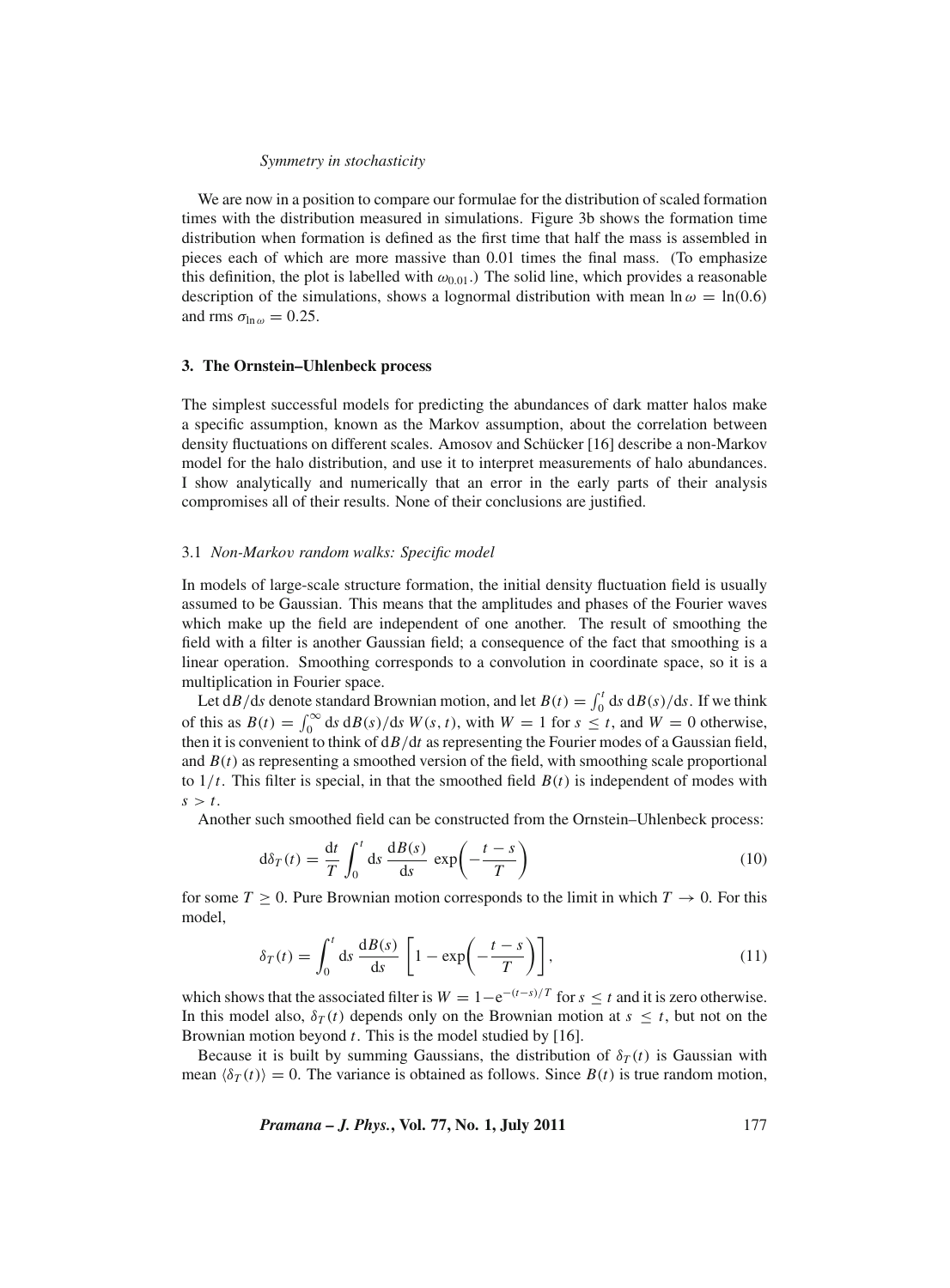We are now in a position to compare our formulae for the distribution of scaled formation times with the distribution measured in simulations. Figure 3b shows the formation time distribution when formation is defined as the first time that half the mass is assembled in pieces each of which are more massive than 0.01 times the final mass. (To emphasize this definition, the plot is labelled with $\omega_{0.01}$.) The solid line, which provides a reasonable description of the simulations, shows a lognormal distribution with mean $\ln \omega = \ln(0.6)$ and rms $\sigma_{\ln \omega} = 0.25$.

## 3. The Ornstein–Uhlenbeck process

The simplest successful models for predicting the abundances of dark matter halos make a specific assumption, known as the Markov assumption, about the correlation between density fluctuations on different scales. Amosov and Schücker [16] describe a non-Markov model for the halo distribution, and use it to interpret measurements of halo abundances. I show analytically and numerically that an error in the early parts of their analysis compromises all of their results. None of their conclusions are justified.

### 3.1 *Non-Markov random walks: Specific model*

In models of large-scale structure formation, the initial density fluctuation field is usually assumed to be Gaussian. This means that the amplitudes and phases of the Fourier waves which make up the field are independent of one another. The result of smoothing the field with a filter is another Gaussian field; a consequence of the fact that smoothing is a linear operation. Smoothing corresponds to a convolution in coordinate space, so it is a multiplication in Fourier space.

Let $\mathrm{d}B/\mathrm{d}s$ denote standard Brownian motion, and let $B(t) = \int_0^t \mathrm{d}s\, \mathrm{d}B(s)/\mathrm{d}s$. If we think of this as $B(t) = \int_0^\infty \mathrm{d}s\, \mathrm{d}B(s)/\mathrm{d}s\, W(s,t)$, with $W = 1$ for $s \le t$, and $W = 0$ otherwise, then it is convenient to think of $\mathrm{d}B/\mathrm{d}t$ as representing the Fourier modes of a Gaussian field, and $B(t)$ as representing a smoothed version of the field, with smoothing scale proportional to $1/t$. This filter is special, in that the smoothed field $B(t)$ is independent of modes with $s > t$.

Another such smoothed field can be constructed from the Ornstein–Uhlenbeck process:

$$\mathrm{d}\delta_T(t) = \frac{\mathrm{d}t}{T} \int_0^t \mathrm{d}s\, \frac{\mathrm{d}B(s)}{\mathrm{d}s}\, \exp\left(-\frac{t-s}{T}\right) \tag{10}$$

for some $T \ge 0$. Pure Brownian motion corresponds to the limit in which $T \to 0$. For this model,

$$\delta_T(t) = \int_0^t \mathrm{d}s\, \frac{\mathrm{d}B(s)}{\mathrm{d}s} \left[1 - \exp\left(-\frac{t-s}{T}\right)\right], \tag{11}$$

which shows that the associated filter is $W = 1 - \mathrm{e}^{-(t-s)/T}$ for $s \le t$ and it is zero otherwise. In this model also, $\delta_T(t)$ depends only on the Brownian motion at $s \le t$, but not on the Brownian motion beyond $t$. This is the model studied by [16].

Because it is built by summing Gaussians, the distribution of $\delta_T(t)$ is Gaussian with mean $\langle \delta_T(t) \rangle = 0$. The variance is obtained as follows. Since $B(t)$ is true random motion,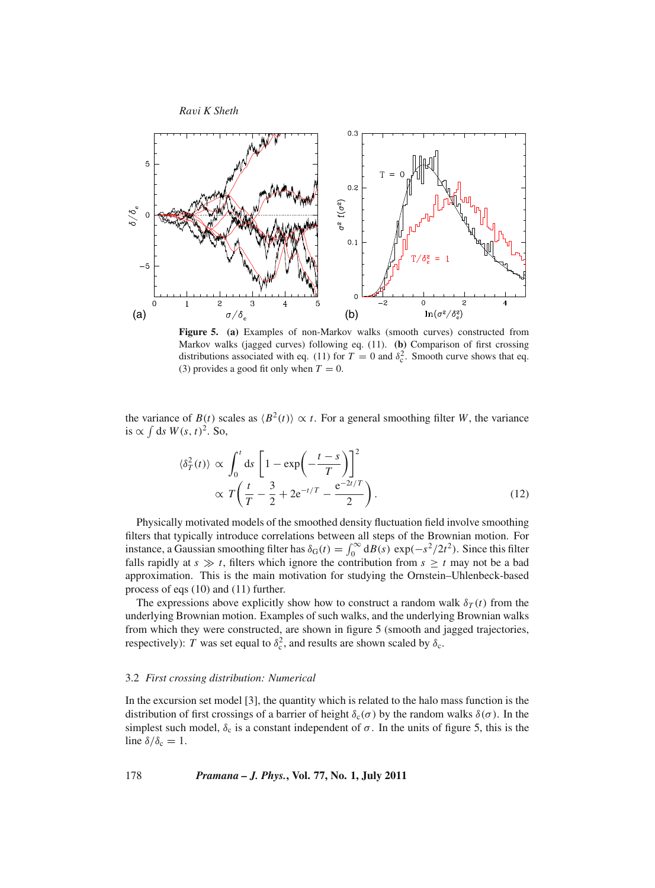**Figure 5.** **(a)** Examples of non-Markov walks (smooth curves) constructed from Markov walks (jagged curves) following eq. (11). **(b)** Comparison of first crossing distributions associated with eq. (11) for $T = 0$ and $\delta_c^2$. Smooth curve shows that eq. (3) provides a good fit only when $T = 0$.

the variance of $B(t)$ scales as $\langle B^2(t)\rangle \propto t$. For a general smoothing filter $W$, the variance is $\propto \int \mathrm{d}s\, W(s,t)^2$. So,

$$\langle \delta_T^2(t)\rangle \propto \int_0^t \mathrm{d}s \left[1 - \exp\left(-\frac{t-s}{T}\right)\right]^2 \propto T\left(\frac{t}{T} - \frac{3}{2} + 2\mathrm{e}^{-t/T} - \frac{\mathrm{e}^{-2t/T}}{2}\right). \tag{12}$$

Physically motivated models of the smoothed density fluctuation field involve smoothing filters that typically introduce correlations between all steps of the Brownian motion. For instance, a Gaussian smoothing filter has $\delta_G(t) = \int_0^\infty \mathrm{d}B(s)\, \exp(-s^2/2t^2)$. Since this filter falls rapidly at $s \gg t$, filters which ignore the contribution from $s \geq t$ may not be a bad approximation. This is the main motivation for studying the Ornstein–Uhlenbeck-based process of eqs (10) and (11) further.

The expressions above explicitly show how to construct a random walk $\delta_T(t)$ from the underlying Brownian motion. Examples of such walks, and the underlying Brownian walks from which they were constructed, are shown in figure 5 (smooth and jagged trajectories, respectively): $T$ was set equal to $\delta_c^2$, and results are shown scaled by $\delta_c$.

### 3.2 *First crossing distribution: Numerical*

In the excursion set model [3], the quantity which is related to the halo mass function is the distribution of first crossings of a barrier of height $\delta_c(\sigma)$ by the random walks $\delta(\sigma)$. In the simplest such model, $\delta_c$ is a constant independent of $\sigma$. In the units of figure 5, this is the line $\delta/\delta_c = 1$.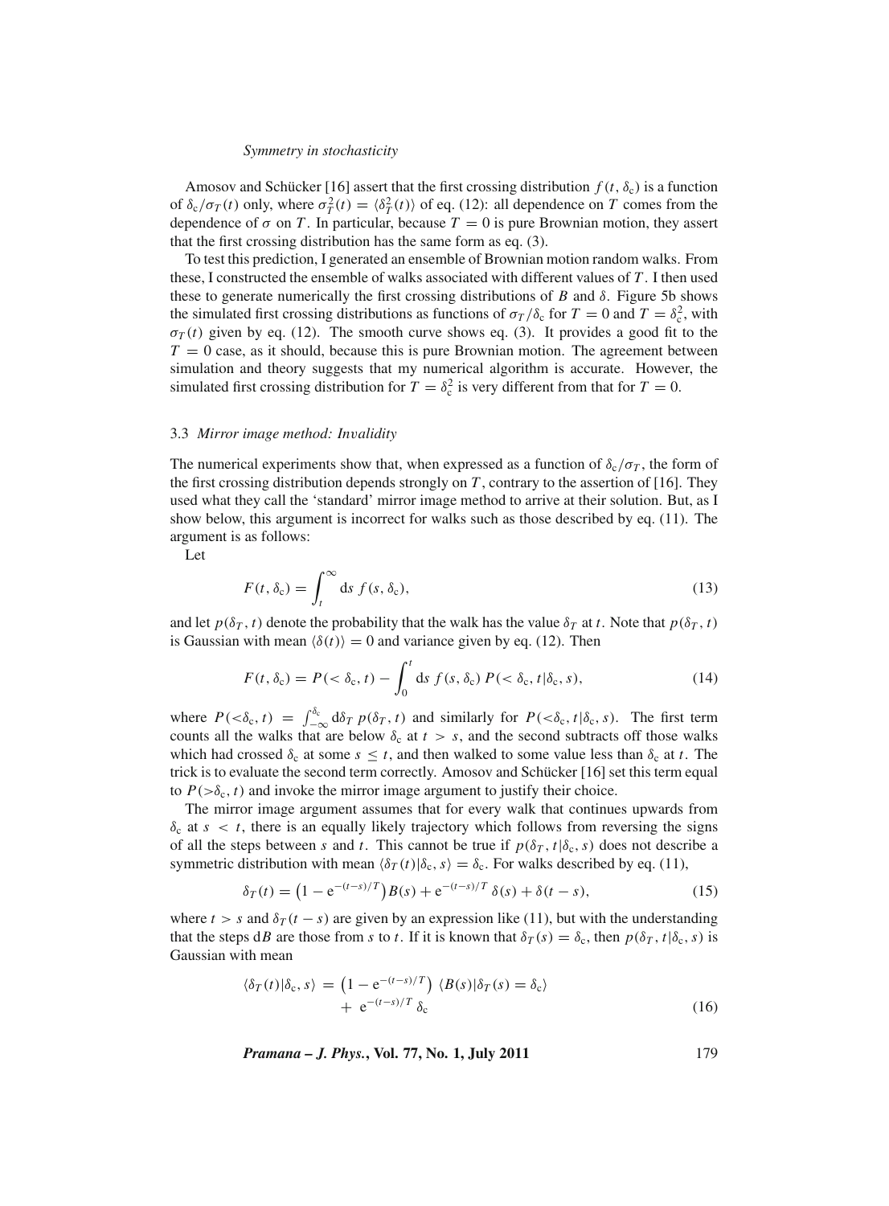Amosov and Schücker [16] assert that the first crossing distribution $f(t, \delta_c)$ is a function of $\delta_c/\sigma_T(t)$ only, where $\sigma_T^2(t) = \langle \delta_T^2(t) \rangle$ of eq. (12): all dependence on $T$ comes from the dependence of $\sigma$ on $T$. In particular, because $T = 0$ is pure Brownian motion, they assert that the first crossing distribution has the same form as eq. (3).

To test this prediction, I generated an ensemble of Brownian motion random walks. From these, I constructed the ensemble of walks associated with different values of $T$. I then used these to generate numerically the first crossing distributions of $B$ and $\delta$. Figure 5b shows the simulated first crossing distributions as functions of $\sigma_T/\delta_c$ for $T = 0$ and $T = \delta_c^2$, with $\sigma_T(t)$ given by eq. (12). The smooth curve shows eq. (3). It provides a good fit to the $T = 0$ case, as it should, because this is pure Brownian motion. The agreement between simulation and theory suggests that my numerical algorithm is accurate. However, the simulated first crossing distribution for $T = \delta_c^2$ is very different from that for $T = 0$.

### 3.3 *Mirror image method: Invalidity*

The numerical experiments show that, when expressed as a function of $\delta_c/\sigma_T$, the form of the first crossing distribution depends strongly on $T$, contrary to the assertion of [16]. They used what they call the 'standard' mirror image method to arrive at their solution. But, as I show below, this argument is incorrect for walks such as those described by eq. (11). The argument is as follows:

Let

$$F(t, \delta_c) = \int_t^\infty \mathrm{d}s\, f(s, \delta_c), \tag{13}$$

and let $p(\delta_T, t)$ denote the probability that the walk has the value $\delta_T$ at $t$. Note that $p(\delta_T, t)$ is Gaussian with mean $\langle \delta(t) \rangle = 0$ and variance given by eq. (12). Then

$$F(t, \delta_c) = P(<\delta_c, t) - \int_0^t \mathrm{d}s\, f(s, \delta_c)\, P(<\delta_c, t|\delta_c, s), \tag{14}$$

where $P(<\delta_c, t) = \int_{-\infty}^{\delta_c} \mathrm{d}\delta_T\, p(\delta_T, t)$ and similarly for $P(<\delta_c, t|\delta_c, s)$. The first term counts all the walks that are below $\delta_c$ at $t > s$, and the second subtracts off those walks which had crossed $\delta_c$ at some $s \le t$, and then walked to some value less than $\delta_c$ at $t$. The trick is to evaluate the second term correctly. Amosov and Schücker [16] set this term equal to $P(>\delta_c, t)$ and invoke the mirror image argument to justify their choice.

The mirror image argument assumes that for every walk that continues upwards from $\delta_c$ at $s < t$, there is an equally likely trajectory which follows from reversing the signs of all the steps between $s$ and $t$. This cannot be true if $p(\delta_T, t|\delta_c, s)$ does not describe a symmetric distribution with mean $\langle \delta_T(t)|\delta_c, s \rangle = \delta_c$. For walks described by eq. (11),

$$\delta_T(t) = \left(1 - \mathrm{e}^{-(t-s)/T}\right) B(s) + \mathrm{e}^{-(t-s)/T}\, \delta(s) + \delta(t - s), \tag{15}$$

where $t > s$ and $\delta_T(t - s)$ are given by an expression like (11), but with the understanding that the steps $\mathrm{d}B$ are those from $s$ to $t$. If it is known that $\delta_T(s) = \delta_c$, then $p(\delta_T, t|\delta_c, s)$ is Gaussian with mean

$$\langle \delta_T(t)|\delta_c, s \rangle = \left(1 - \mathrm{e}^{-(t-s)/T}\right) \langle B(s)|\delta_T(s) = \delta_c \rangle + \mathrm{e}^{-(t-s)/T}\, \delta_c \tag{16}$$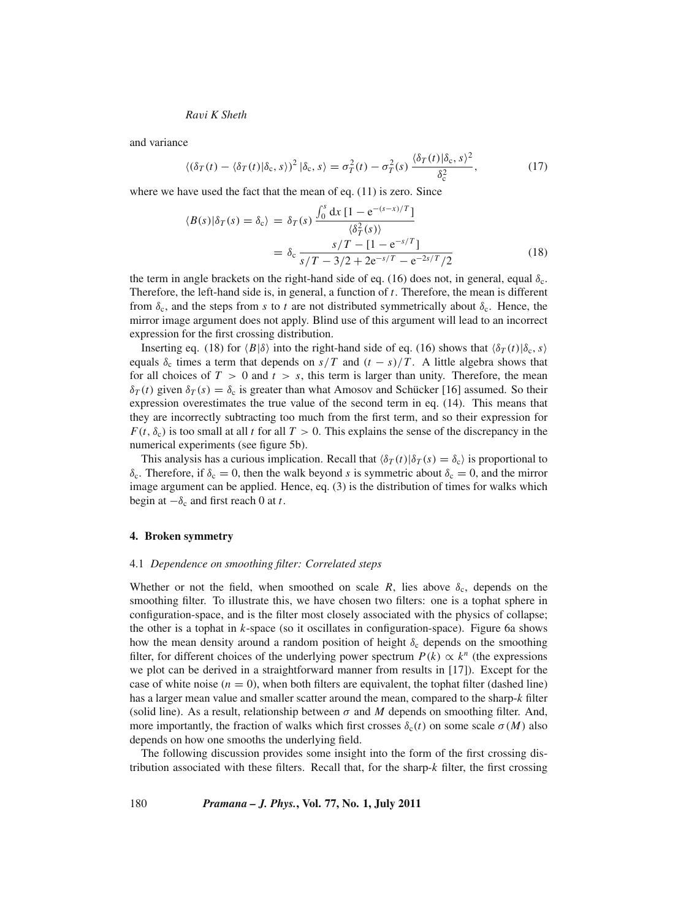and variance

$$\langle (\delta_T(t) - \langle \delta_T(t)|\delta_c, s\rangle)^2 \, |\delta_c, s\rangle = \sigma_T^2(t) - \sigma_T^2(s) \, \frac{\langle \delta_T(t)|\delta_c, s\rangle^2}{\delta_c^2}, \tag{17}$$

where we have used the fact that the mean of eq. (11) is zero. Since

$$\begin{aligned}
\langle B(s)|\delta_T(s) = \delta_c\rangle &= \delta_T(s) \, \frac{\int_0^s \mathrm{d}x \, [1 - \mathrm{e}^{-(s-x)/T}]}{\langle \delta_T^2(s)\rangle} \\
&= \delta_c \, \frac{s/T - [1 - \mathrm{e}^{-s/T}]}{s/T - 3/2 + 2\mathrm{e}^{-s/T} - \mathrm{e}^{-2s/T}/2}
\end{aligned} \tag{18}$$

the term in angle brackets on the right-hand side of eq. (16) does not, in general, equal $\delta_c$. Therefore, the left-hand side is, in general, a function of $t$. Therefore, the mean is different from $\delta_c$, and the steps from $s$ to $t$ are not distributed symmetrically about $\delta_c$. Hence, the mirror image argument does not apply. Blind use of this argument will lead to an incorrect expression for the first crossing distribution.

Inserting eq. (18) for $\langle B|\delta\rangle$ into the right-hand side of eq. (16) shows that $\langle \delta_T(t)|\delta_c, s\rangle$ equals $\delta_c$ times a term that depends on $s/T$ and $(t-s)/T$. A little algebra shows that for all choices of $T > 0$ and $t > s$, this term is larger than unity. Therefore, the mean $\delta_T(t)$ given $\delta_T(s) = \delta_c$ is greater than what Amosov and Schücker [16] assumed. So their expression overestimates the true value of the second term in eq. (14). This means that they are incorrectly subtracting too much from the first term, and so their expression for $F(t, \delta_c)$ is too small at all $t$ for all $T > 0$. This explains the sense of the discrepancy in the numerical experiments (see figure 5b).

This analysis has a curious implication. Recall that $\langle \delta_T(t)|\delta_T(s) = \delta_c\rangle$ is proportional to $\delta_c$. Therefore, if $\delta_c = 0$, then the walk beyond $s$ is symmetric about $\delta_c = 0$, and the mirror image argument can be applied. Hence, eq. (3) is the distribution of times for walks which begin at $-\delta_c$ and first reach 0 at $t$.

## 4. Broken symmetry

### 4.1 *Dependence on smoothing filter: Correlated steps*

Whether or not the field, when smoothed on scale $R$, lies above $\delta_c$, depends on the smoothing filter. To illustrate this, we have chosen two filters: one is a tophat sphere in configuration-space, and is the filter most closely associated with the physics of collapse; the other is a tophat in $k$-space (so it oscillates in configuration-space). Figure 6a shows how the mean density around a random position of height $\delta_c$ depends on the smoothing filter, for different choices of the underlying power spectrum $P(k) \propto k^n$ (the expressions we plot can be derived in a straightforward manner from results in [17]). Except for the case of white noise ($n = 0$), when both filters are equivalent, the tophat filter (dashed line) has a larger mean value and smaller scatter around the mean, compared to the sharp-$k$ filter (solid line). As a result, relationship between $\sigma$ and $M$ depends on smoothing filter. And, more importantly, the fraction of walks which first crosses $\delta_c(t)$ on some scale $\sigma(M)$ also depends on how one smooths the underlying field.

The following discussion provides some insight into the form of the first crossing distribution associated with these filters. Recall that, for the sharp-$k$ filter, the first crossing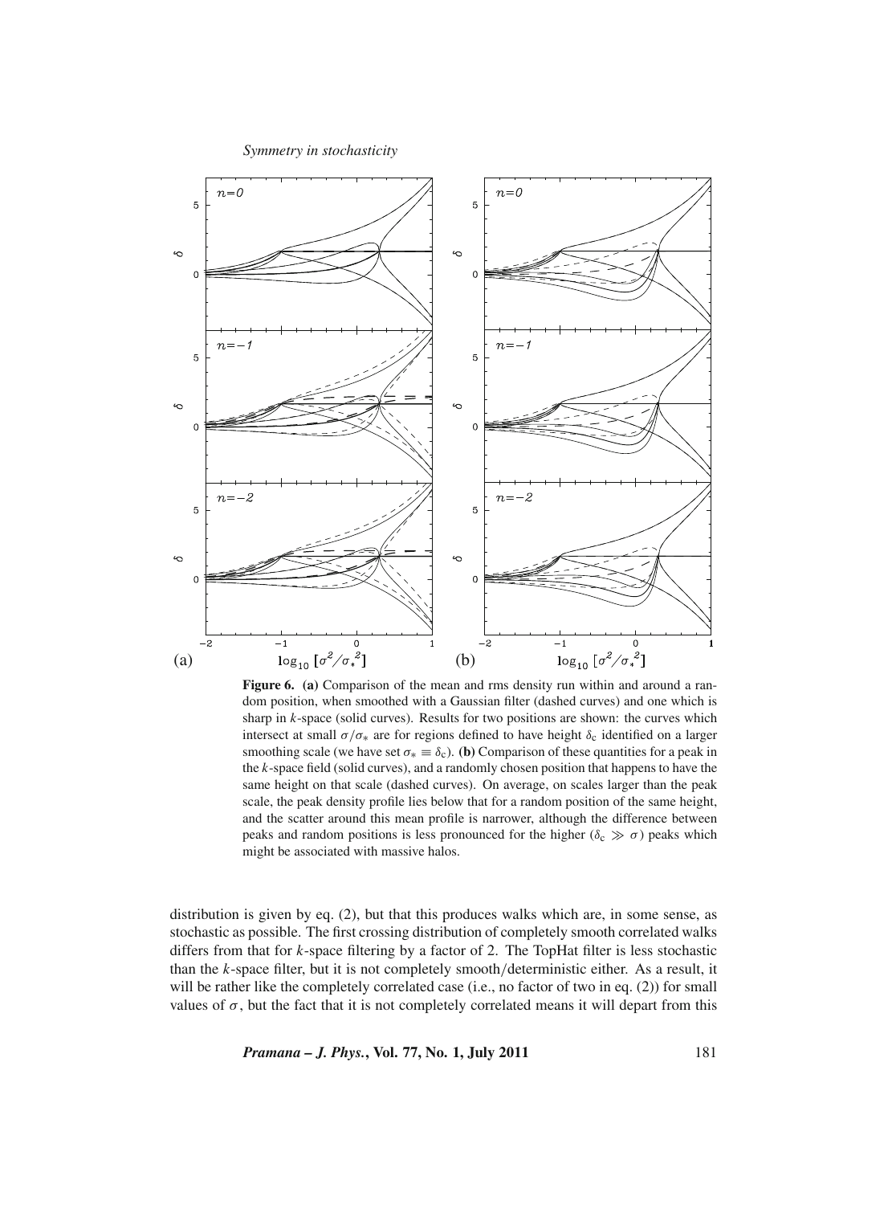**Figure 6.** **(a)** Comparison of the mean and rms density run within and around a random position, when smoothed with a Gaussian filter (dashed curves) and one which is sharp in $k$-space (solid curves). Results for two positions are shown: the curves which intersect at small $\sigma/\sigma_*$ are for regions defined to have height $\delta_c$ identified on a larger smoothing scale (we have set $\sigma_* \equiv \delta_c$). **(b)** Comparison of these quantities for a peak in the $k$-space field (solid curves), and a randomly chosen position that happens to have the same height on that scale (dashed curves). On average, on scales larger than the peak scale, the peak density profile lies below that for a random position of the same height, and the scatter around this mean profile is narrower, although the difference between peaks and random positions is less pronounced for the higher ($\delta_c \gg \sigma$) peaks which might be associated with massive halos.

distribution is given by eq. (2), but that this produces walks which are, in some sense, as stochastic as possible. The first crossing distribution of completely smooth correlated walks differs from that for $k$-space filtering by a factor of 2. The TopHat filter is less stochastic than the $k$-space filter, but it is not completely smooth/deterministic either. As a result, it will be rather like the completely correlated case (i.e., no factor of two in eq. (2)) for small values of $\sigma$, but the fact that it is not completely correlated means it will depart from this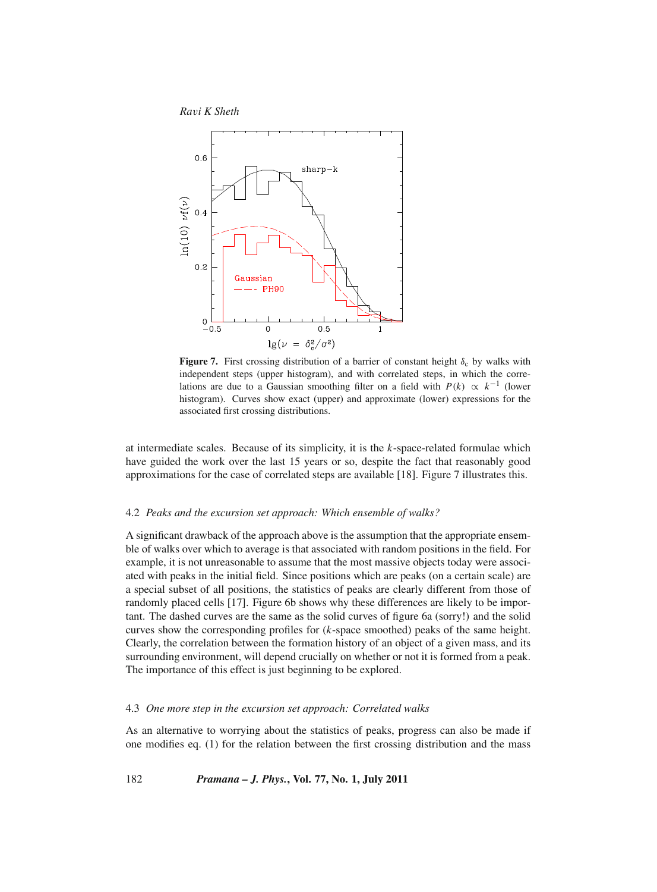**Figure 7.** First crossing distribution of a barrier of constant height $\delta_c$ by walks with independent steps (upper histogram), and with correlated steps, in which the correlations are due to a Gaussian smoothing filter on a field with $P(k) \propto k^{-1}$ (lower histogram). Curves show exact (upper) and approximate (lower) expressions for the associated first crossing distributions.

at intermediate scales. Because of its simplicity, it is the $k$-space-related formulae which have guided the work over the last 15 years or so, despite the fact that reasonably good approximations for the case of correlated steps are available [18]. Figure 7 illustrates this.

### 4.2 *Peaks and the excursion set approach: Which ensemble of walks?*

A significant drawback of the approach above is the assumption that the appropriate ensemble of walks over which to average is that associated with random positions in the field. For example, it is not unreasonable to assume that the most massive objects today were associated with peaks in the initial field. Since positions which are peaks (on a certain scale) are a special subset of all positions, the statistics of peaks are clearly different from those of randomly placed cells [17]. Figure 6b shows why these differences are likely to be important. The dashed curves are the same as the solid curves of figure 6a (sorry!) and the solid curves show the corresponding profiles for ($k$-space smoothed) peaks of the same height. Clearly, the correlation between the formation history of an object of a given mass, and its surrounding environment, will depend crucially on whether or not it is formed from a peak. The importance of this effect is just beginning to be explored.

### 4.3 *One more step in the excursion set approach: Correlated walks*

As an alternative to worrying about the statistics of peaks, progress can also be made if one modifies eq. (1) for the relation between the first crossing distribution and the mass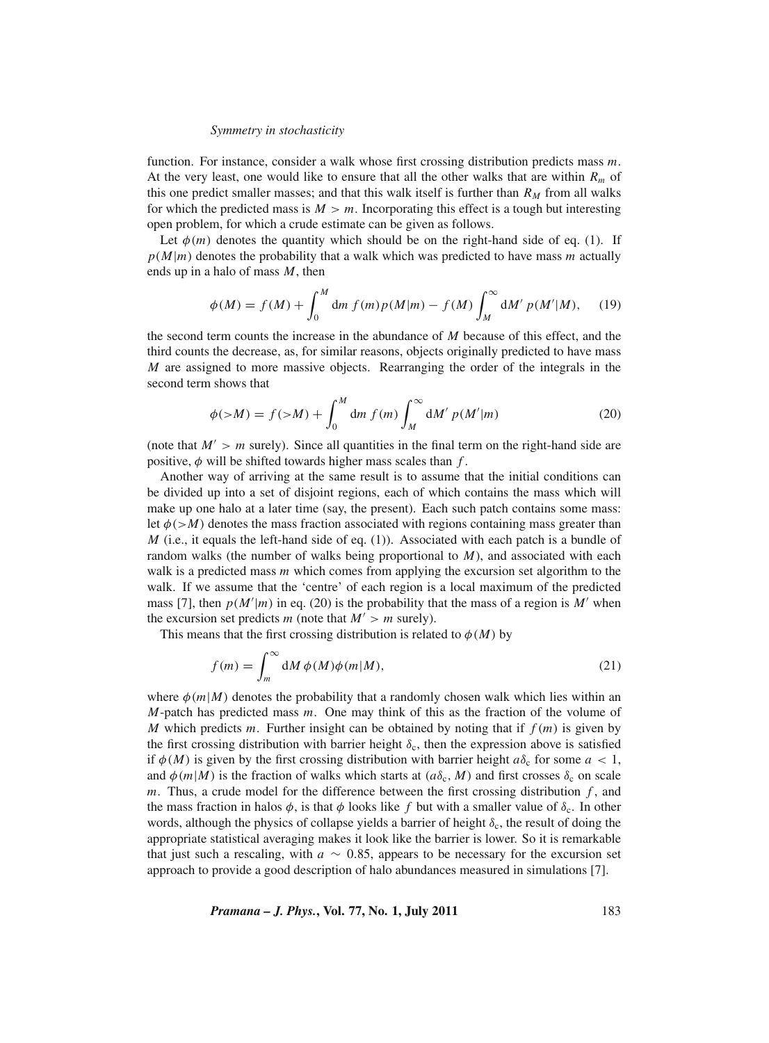function. For instance, consider a walk whose first crossing distribution predicts mass $m$. At the very least, one would like to ensure that all the other walks that are within $R_m$ of this one predict smaller masses; and that this walk itself is further than $R_M$ from all walks for which the predicted mass is $M > m$. Incorporating this effect is a tough but interesting open problem, for which a crude estimate can be given as follows.

Let $\phi(m)$ denotes the quantity which should be on the right-hand side of eq. (1). If $p(M|m)$ denotes the probability that a walk which was predicted to have mass $m$ actually ends up in a halo of mass $M$, then

$$\phi(M) = f(M) + \int_0^M \mathrm{d}m\, f(m) p(M|m) - f(M) \int_M^\infty \mathrm{d}M'\, p(M'|M), \tag{19}$$

the second term counts the increase in the abundance of $M$ because of this effect, and the third counts the decrease, as, for similar reasons, objects originally predicted to have mass $M$ are assigned to more massive objects. Rearranging the order of the integrals in the second term shows that

$$\phi(>M) = f(>M) + \int_0^M \mathrm{d}m\, f(m) \int_M^\infty \mathrm{d}M'\, p(M'|m) \tag{20}$$

(note that $M' > m$ surely). Since all quantities in the final term on the right-hand side are positive, $\phi$ will be shifted towards higher mass scales than $f$.

Another way of arriving at the same result is to assume that the initial conditions can be divided up into a set of disjoint regions, each of which contains the mass which will make up one halo at a later time (say, the present). Each such patch contains some mass: let $\phi(>M)$ denotes the mass fraction associated with regions containing mass greater than $M$ (i.e., it equals the left-hand side of eq. (1)). Associated with each patch is a bundle of random walks (the number of walks being proportional to $M$), and associated with each walk is a predicted mass $m$ which comes from applying the excursion set algorithm to the walk. If we assume that the 'centre' of each region is a local maximum of the predicted mass [7], then $p(M'|m)$ in eq. (20) is the probability that the mass of a region is $M'$ when the excursion set predicts $m$ (note that $M' > m$ surely).

This means that the first crossing distribution is related to $\phi(M)$ by

$$f(m) = \int_m^\infty \mathrm{d}M\, \phi(M) \phi(m|M), \tag{21}$$

where $\phi(m|M)$ denotes the probability that a randomly chosen walk which lies within an $M$-patch has predicted mass $m$. One may think of this as the fraction of the volume of $M$ which predicts $m$. Further insight can be obtained by noting that if $f(m)$ is given by the first crossing distribution with barrier height $\delta_c$, then the expression above is satisfied if $\phi(M)$ is given by the first crossing distribution with barrier height $a\delta_c$ for some $a < 1$, and $\phi(m|M)$ is the fraction of walks which starts at $(a\delta_c, M)$ and first crosses $\delta_c$ on scale $m$. Thus, a crude model for the difference between the first crossing distribution $f$, and the mass fraction in halos $\phi$, is that $\phi$ looks like $f$ but with a smaller value of $\delta_c$. In other words, although the physics of collapse yields a barrier of height $\delta_c$, the result of doing the appropriate statistical averaging makes it look like the barrier is lower. So it is remarkable that just such a rescaling, with $a \sim 0.85$, appears to be necessary for the excursion set approach to provide a good description of halo abundances measured in simulations [7].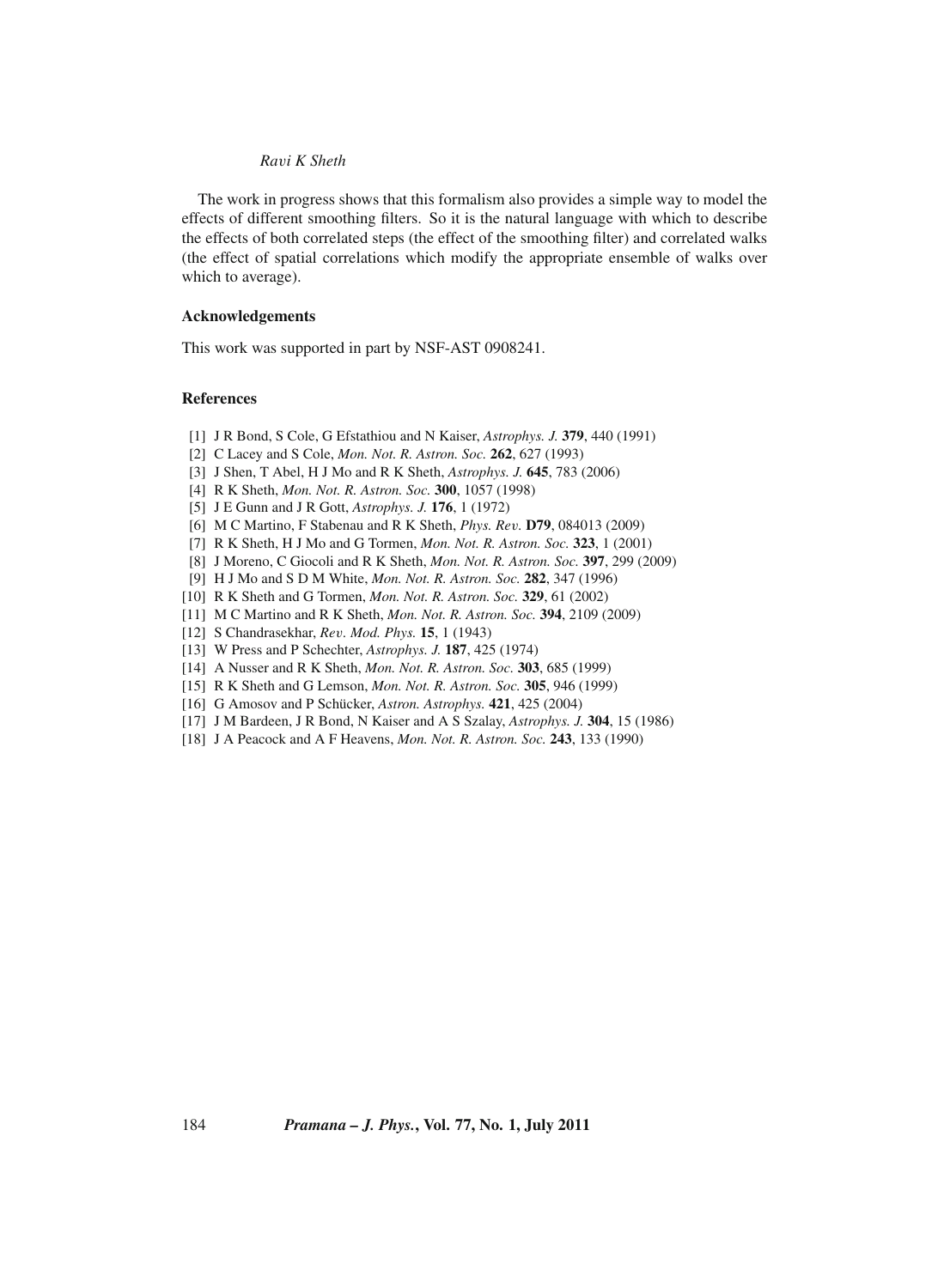The work in progress shows that this formalism also provides a simple way to model the effects of different smoothing filters. So it is the natural language with which to describe the effects of both correlated steps (the effect of the smoothing filter) and correlated walks (the effect of spatial correlations which modify the appropriate ensemble of walks over which to average).

## Acknowledgements

This work was supported in part by NSF-AST 0908241.

## References

[1] J R Bond, S Cole, G Efstathiou and N Kaiser, *Astrophys. J.* **379**, 440 (1991)
[2] C Lacey and S Cole, *Mon. Not. R. Astron. Soc.* **262**, 627 (1993)
[3] J Shen, T Abel, H J Mo and R K Sheth, *Astrophys. J.* **645**, 783 (2006)
[4] R K Sheth, *Mon. Not. R. Astron. Soc.* **300**, 1057 (1998)
[5] J E Gunn and J R Gott, *Astrophys. J.* **176**, 1 (1972)
[6] M C Martino, F Stabenau and R K Sheth, *Phys. Rev.* **D79**, 084013 (2009)
[7] R K Sheth, H J Mo and G Tormen, *Mon. Not. R. Astron. Soc.* **323**, 1 (2001)
[8] J Moreno, C Giocoli and R K Sheth, *Mon. Not. R. Astron. Soc.* **397**, 299 (2009)
[9] H J Mo and S D M White, *Mon. Not. R. Astron. Soc.* **282**, 347 (1996)
[10] R K Sheth and G Tormen, *Mon. Not. R. Astron. Soc.* **329**, 61 (2002)
[11] M C Martino and R K Sheth, *Mon. Not. R. Astron. Soc.* **394**, 2109 (2009)
[12] S Chandrasekhar, *Rev. Mod. Phys.* **15**, 1 (1943)
[13] W Press and P Schechter, *Astrophys. J.* **187**, 425 (1974)
[14] A Nusser and R K Sheth, *Mon. Not. R. Astron. Soc.* **303**, 685 (1999)
[15] R K Sheth and G Lemson, *Mon. Not. R. Astron. Soc.* **305**, 946 (1999)
[16] G Amosov and P Schücker, *Astron. Astrophys.* **421**, 425 (2004)
[17] J M Bardeen, J R Bond, N Kaiser and A S Szalay, *Astrophys. J.* **304**, 15 (1986)
[18] J A Peacock and A F Heavens, *Mon. Not. R. Astron. Soc.* **243**, 133 (1990)